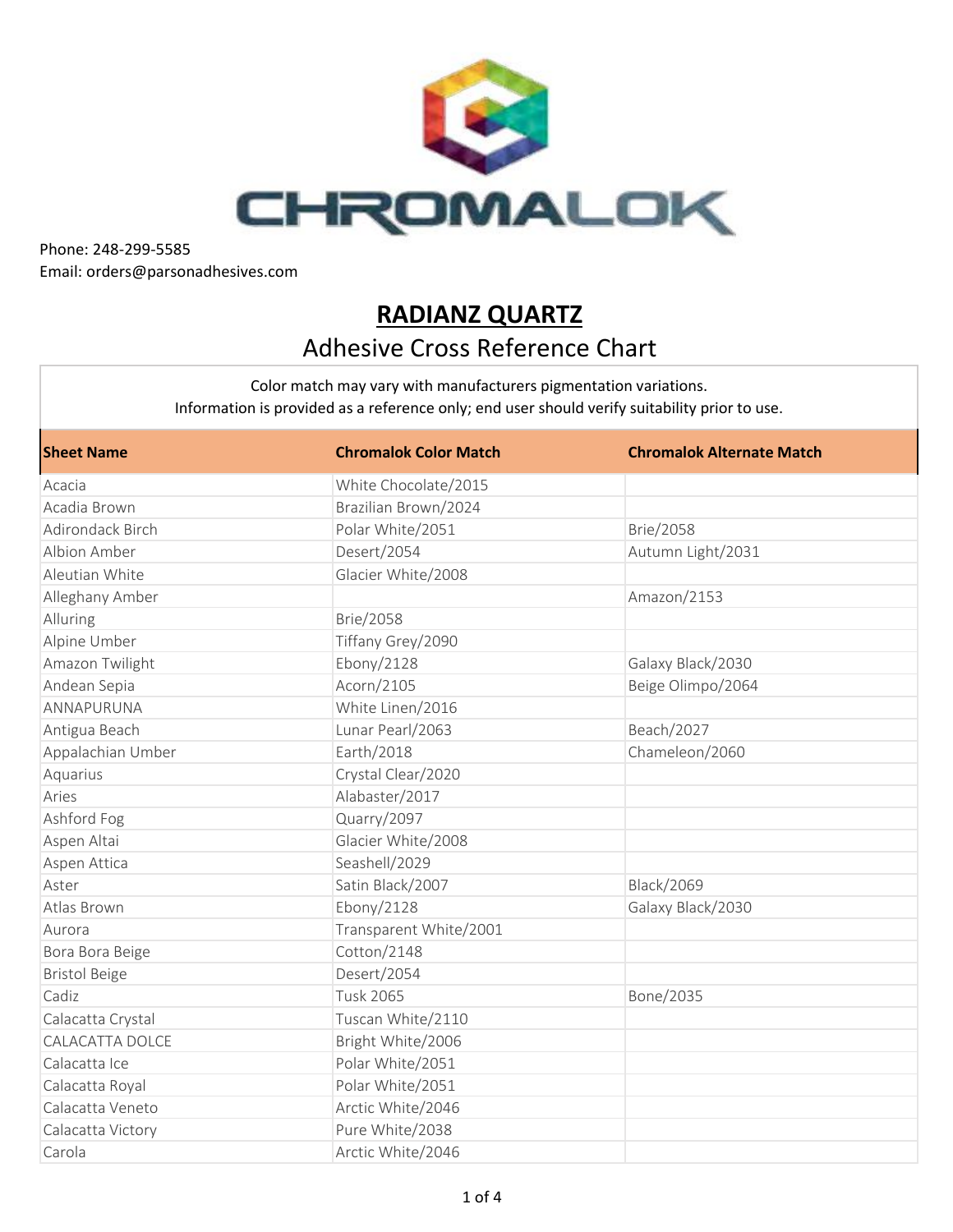CHROMALOK

Phone: 248-299-5585
Email: orders@parsonadhesives.com

# RADIANZ QUARTZ

## Adhesive Cross Reference Chart

Color match may vary with manufacturers pigmentation variations.
Information is provided as a reference only; end user should verify suitability prior to use.

| Sheet Name | Chromalok Color Match | Chromalok Alternate Match |
|---|---|---|
| Acacia | White Chocolate/2015 | |
| Acadia Brown | Brazilian Brown/2024 | |
| Adirondack Birch | Polar White/2051 | Brie/2058 |
| Albion Amber | Desert/2054 | Autumn Light/2031 |
| Aleutian White | Glacier White/2008 | |
| Alleghany Amber | | Amazon/2153 |
| Alluring | Brie/2058 | |
| Alpine Umber | Tiffany Grey/2090 | |
| Amazon Twilight | Ebony/2128 | Galaxy Black/2030 |
| Andean Sepia | Acorn/2105 | Beige Olimpo/2064 |
| ANNAPURUNA | White Linen/2016 | |
| Antigua Beach | Lunar Pearl/2063 | Beach/2027 |
| Appalachian Umber | Earth/2018 | Chameleon/2060 |
| Aquarius | Crystal Clear/2020 | |
| Aries | Alabaster/2017 | |
| Ashford Fog | Quarry/2097 | |
| Aspen Altai | Glacier White/2008 | |
| Aspen Attica | Seashell/2029 | |
| Aster | Satin Black/2007 | Black/2069 |
| Atlas Brown | Ebony/2128 | Galaxy Black/2030 |
| Aurora | Transparent White/2001 | |
| Bora Bora Beige | Cotton/2148 | |
| Bristol Beige | Desert/2054 | |
| Cadiz | Tusk 2065 | Bone/2035 |
| Calacatta Crystal | Tuscan White/2110 | |
| CALACATTA DOLCE | Bright White/2006 | |
| Calacatta Ice | Polar White/2051 | |
| Calacatta Royal | Polar White/2051 | |
| Calacatta Veneto | Arctic White/2046 | |
| Calacatta Victory | Pure White/2038 | |
| Carola | Arctic White/2046 | |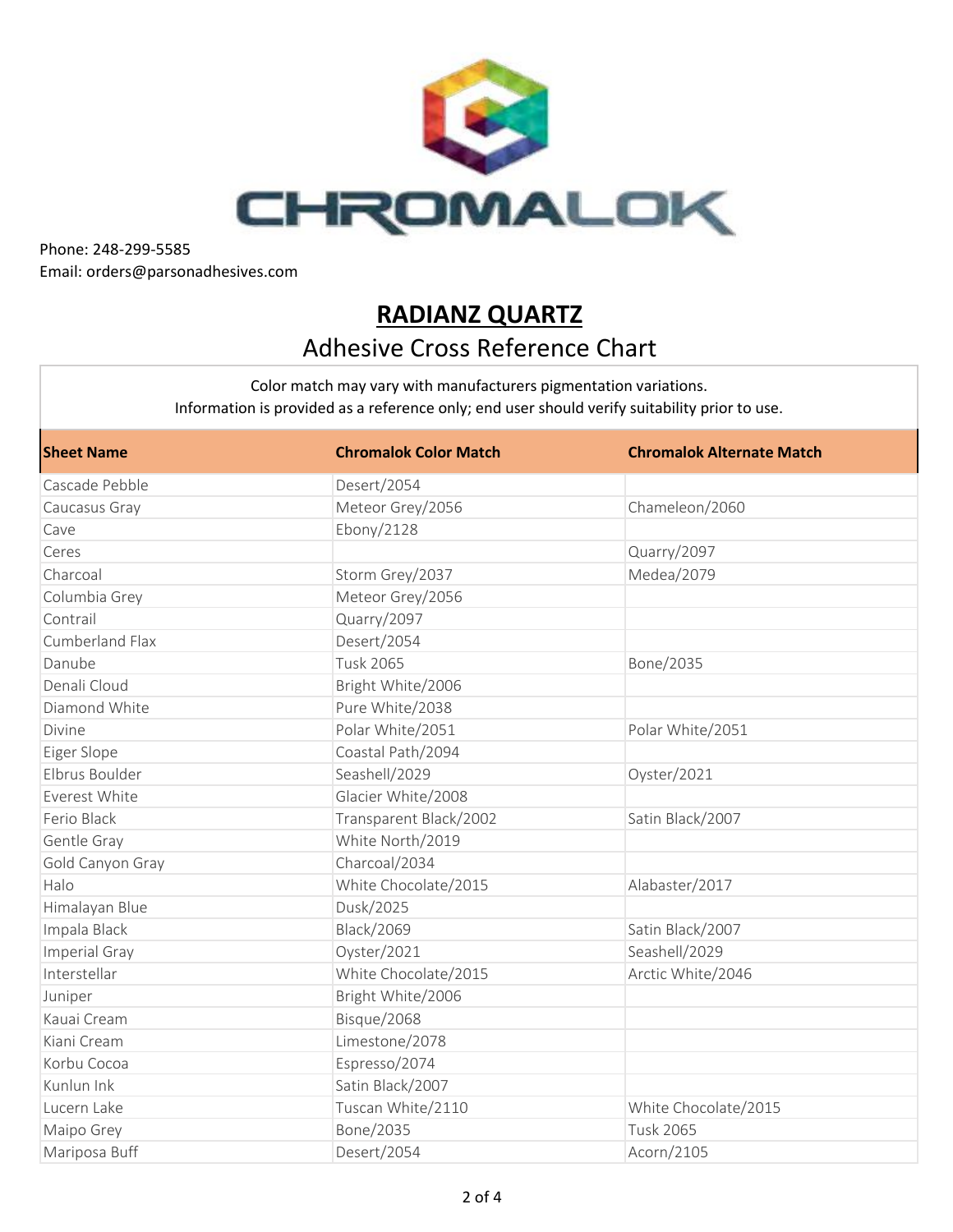CHROMALOK

Phone: 248-299-5585
Email: orders@parsonadhesives.com

# RADIANZ QUARTZ

## Adhesive Cross Reference Chart

Color match may vary with manufacturers pigmentation variations.
Information is provided as a reference only; end user should verify suitability prior to use.

| Sheet Name | Chromalok Color Match | Chromalok Alternate Match |
|---|---|---|
| Cascade Pebble | Desert/2054 | |
| Caucasus Gray | Meteor Grey/2056 | Chameleon/2060 |
| Cave | Ebony/2128 | |
| Ceres | | Quarry/2097 |
| Charcoal | Storm Grey/2037 | Medea/2079 |
| Columbia Grey | Meteor Grey/2056 | |
| Contrail | Quarry/2097 | |
| Cumberland Flax | Desert/2054 | |
| Danube | Tusk 2065 | Bone/2035 |
| Denali Cloud | Bright White/2006 | |
| Diamond White | Pure White/2038 | |
| Divine | Polar White/2051 | Polar White/2051 |
| Eiger Slope | Coastal Path/2094 | |
| Elbrus Boulder | Seashell/2029 | Oyster/2021 |
| Everest White | Glacier White/2008 | |
| Ferio Black | Transparent Black/2002 | Satin Black/2007 |
| Gentle Gray | White North/2019 | |
| Gold Canyon Gray | Charcoal/2034 | |
| Halo | White Chocolate/2015 | Alabaster/2017 |
| Himalayan Blue | Dusk/2025 | |
| Impala Black | Black/2069 | Satin Black/2007 |
| Imperial Gray | Oyster/2021 | Seashell/2029 |
| Interstellar | White Chocolate/2015 | Arctic White/2046 |
| Juniper | Bright White/2006 | |
| Kauai Cream | Bisque/2068 | |
| Kiani Cream | Limestone/2078 | |
| Korbu Cocoa | Espresso/2074 | |
| Kunlun Ink | Satin Black/2007 | |
| Lucern Lake | Tuscan White/2110 | White Chocolate/2015 |
| Maipo Grey | Bone/2035 | Tusk 2065 |
| Mariposa Buff | Desert/2054 | Acorn/2105 |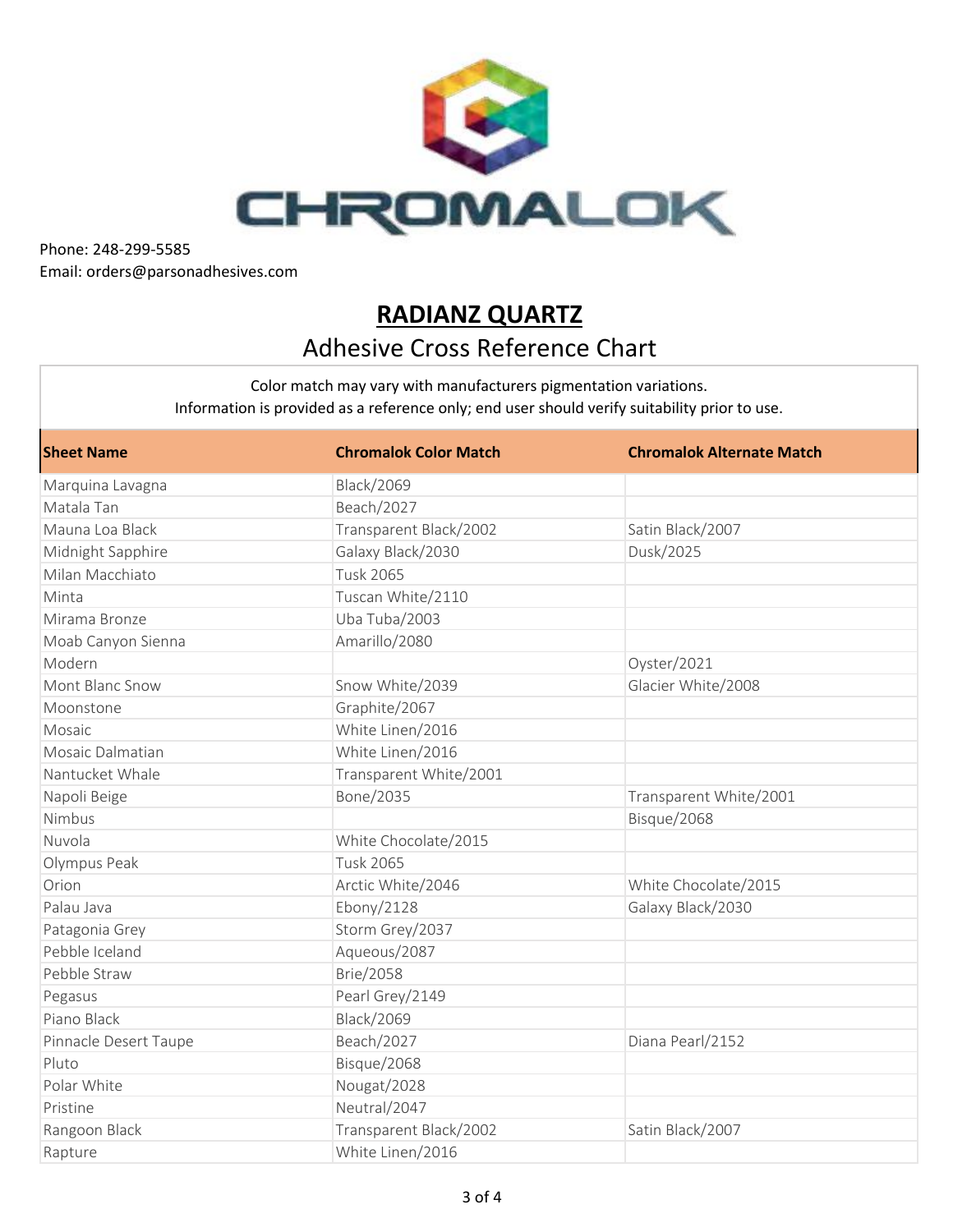CHROMALOK

Phone: 248-299-5585
Email: orders@parsonadhesives.com

## RADIANZ QUARTZ

### Adhesive Cross Reference Chart

Color match may vary with manufacturers pigmentation variations.
Information is provided as a reference only; end user should verify suitability prior to use.

| Sheet Name | Chromalok Color Match | Chromalok Alternate Match |
|---|---|---|
| Marquina Lavagna | Black/2069 | |
| Matala Tan | Beach/2027 | |
| Mauna Loa Black | Transparent Black/2002 | Satin Black/2007 |
| Midnight Sapphire | Galaxy Black/2030 | Dusk/2025 |
| Milan Macchiato | Tusk 2065 | |
| Minta | Tuscan White/2110 | |
| Mirama Bronze | Uba Tuba/2003 | |
| Moab Canyon Sienna | Amarillo/2080 | |
| Modern | | Oyster/2021 |
| Mont Blanc Snow | Snow White/2039 | Glacier White/2008 |
| Moonstone | Graphite/2067 | |
| Mosaic | White Linen/2016 | |
| Mosaic Dalmatian | White Linen/2016 | |
| Nantucket Whale | Transparent White/2001 | |
| Napoli Beige | Bone/2035 | Transparent White/2001 |
| Nimbus | | Bisque/2068 |
| Nuvola | White Chocolate/2015 | |
| Olympus Peak | Tusk 2065 | |
| Orion | Arctic White/2046 | White Chocolate/2015 |
| Palau Java | Ebony/2128 | Galaxy Black/2030 |
| Patagonia Grey | Storm Grey/2037 | |
| Pebble Iceland | Aqueous/2087 | |
| Pebble Straw | Brie/2058 | |
| Pegasus | Pearl Grey/2149 | |
| Piano Black | Black/2069 | |
| Pinnacle Desert Taupe | Beach/2027 | Diana Pearl/2152 |
| Pluto | Bisque/2068 | |
| Polar White | Nougat/2028 | |
| Pristine | Neutral/2047 | |
| Rangoon Black | Transparent Black/2002 | Satin Black/2007 |
| Rapture | White Linen/2016 | |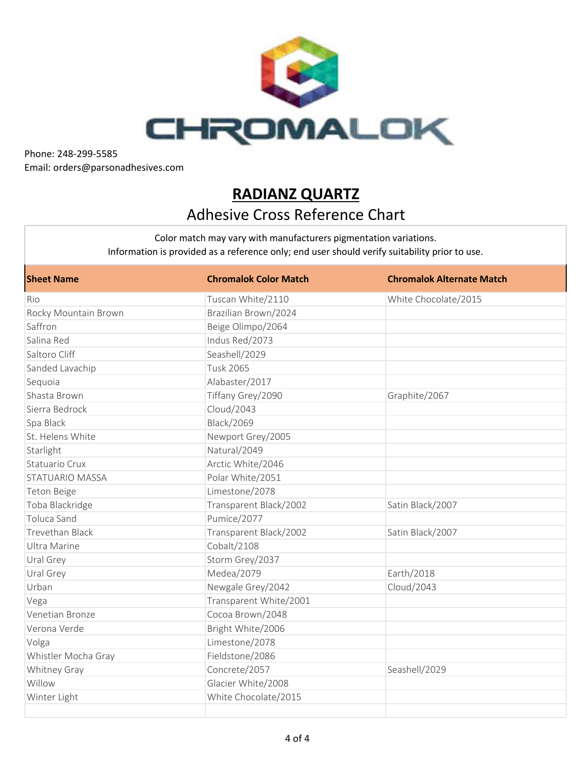CHROMALOK

Phone: 248-299-5585
Email: orders@parsonadhesives.com

# RADIANZ QUARTZ

## Adhesive Cross Reference Chart

Color match may vary with manufacturers pigmentation variations.
Information is provided as a reference only; end user should verify suitability prior to use.

| Sheet Name | Chromalok Color Match | Chromalok Alternate Match |
|---|---|---|
| Rio | Tuscan White/2110 | White Chocolate/2015 |
| Rocky Mountain Brown | Brazilian Brown/2024 | |
| Saffron | Beige Olimpo/2064 | |
| Salina Red | Indus Red/2073 | |
| Saltoro Cliff | Seashell/2029 | |
| Sanded Lavachip | Tusk 2065 | |
| Sequoia | Alabaster/2017 | |
| Shasta Brown | Tiffany Grey/2090 | Graphite/2067 |
| Sierra Bedrock | Cloud/2043 | |
| Spa Black | Black/2069 | |
| St. Helens White | Newport Grey/2005 | |
| Starlight | Natural/2049 | |
| Statuario Crux | Arctic White/2046 | |
| STATUARIO MASSA | Polar White/2051 | |
| Teton Beige | Limestone/2078 | |
| Toba Blackridge | Transparent Black/2002 | Satin Black/2007 |
| Toluca Sand | Pumice/2077 | |
| Trevethan Black | Transparent Black/2002 | Satin Black/2007 |
| Ultra Marine | Cobalt/2108 | |
| Ural Grey | Storm Grey/2037 | |
| Ural Grey | Medea/2079 | Earth/2018 |
| Urban | Newgale Grey/2042 | Cloud/2043 |
| Vega | Transparent White/2001 | |
| Venetian Bronze | Cocoa Brown/2048 | |
| Verona Verde | Bright White/2006 | |
| Volga | Limestone/2078 | |
| Whistler Mocha Gray | Fieldstone/2086 | |
| Whitney Gray | Concrete/2057 | Seashell/2029 |
| Willow | Glacier White/2008 | |
| Winter Light | White Chocolate/2015 | |